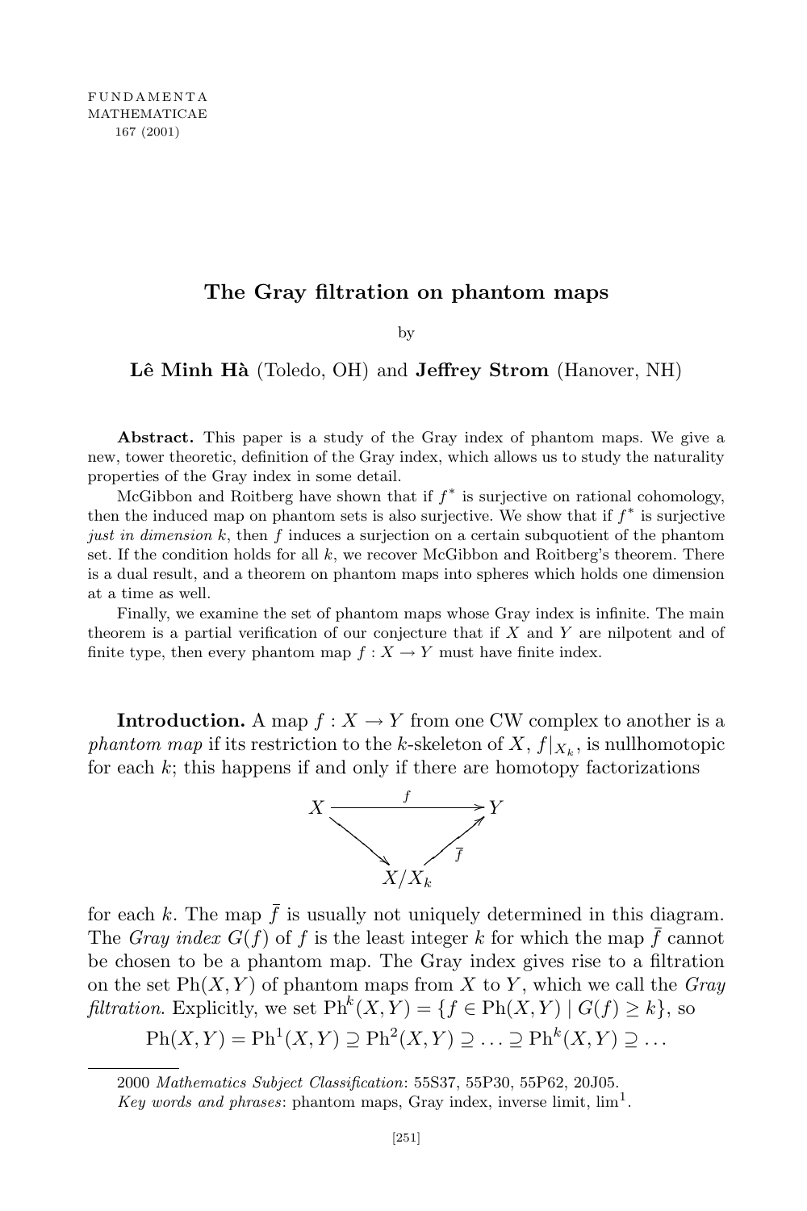FUNDAMENTA
MATHEMATICAE
167 (2001)

# The Gray filtration on phantom maps

by

**Lê Minh Hà** (Toledo, OH) and **Jeffrey Strom** (Hanover, NH)

**Abstract.** This paper is a study of the Gray index of phantom maps. We give a new, tower theoretic, definition of the Gray index, which allows us to study the naturality properties of the Gray index in some detail.

McGibbon and Roitberg have shown that if $f^*$ is surjective on rational cohomology, then the induced map on phantom sets is also surjective. We show that if $f^*$ is surjective *just in dimension* $k$, then $f$ induces a surjection on a certain subquotient of the phantom set. If the condition holds for all $k$, we recover McGibbon and Roitberg's theorem. There is a dual result, and a theorem on phantom maps into spheres which holds one dimension at a time as well.

Finally, we examine the set of phantom maps whose Gray index is infinite. The main theorem is a partial verification of our conjecture that if $X$ and $Y$ are nilpotent and of finite type, then every phantom map $f : X \to Y$ must have finite index.

**Introduction.** A map $f : X \to Y$ from one CW complex to another is a *phantom map* if its restriction to the $k$-skeleton of $X$, $f|_{X_k}$, is nullhomotopic for each $k$; this happens if and only if there are homotopy factorizations

$$\begin{array}{ccc} X & \xrightarrow{f} & Y \\ & \searrow \quad \nearrow_{\bar{f}} & \\ & X/X_k & \end{array}$$

for each $k$. The map $\bar{f}$ is usually not uniquely determined in this diagram. The *Gray index* $G(f)$ of $f$ is the least integer $k$ for which the map $\bar{f}$ cannot be chosen to be a phantom map. The Gray index gives rise to a filtration on the set $\mathrm{Ph}(X, Y)$ of phantom maps from $X$ to $Y$, which we call the *Gray filtration*. Explicitly, we set $\mathrm{Ph}^k(X, Y) = \{f \in \mathrm{Ph}(X, Y) \mid G(f) \geq k\}$, so

$$\mathrm{Ph}(X, Y) = \mathrm{Ph}^1(X, Y) \supseteq \mathrm{Ph}^2(X, Y) \supseteq \ldots \supseteq \mathrm{Ph}^k(X, Y) \supseteq \ldots$$

2000 *Mathematics Subject Classification*: 55S37, 55P30, 55P62, 20J05.

*Key words and phrases*: phantom maps, Gray index, inverse limit, $\lim^1$.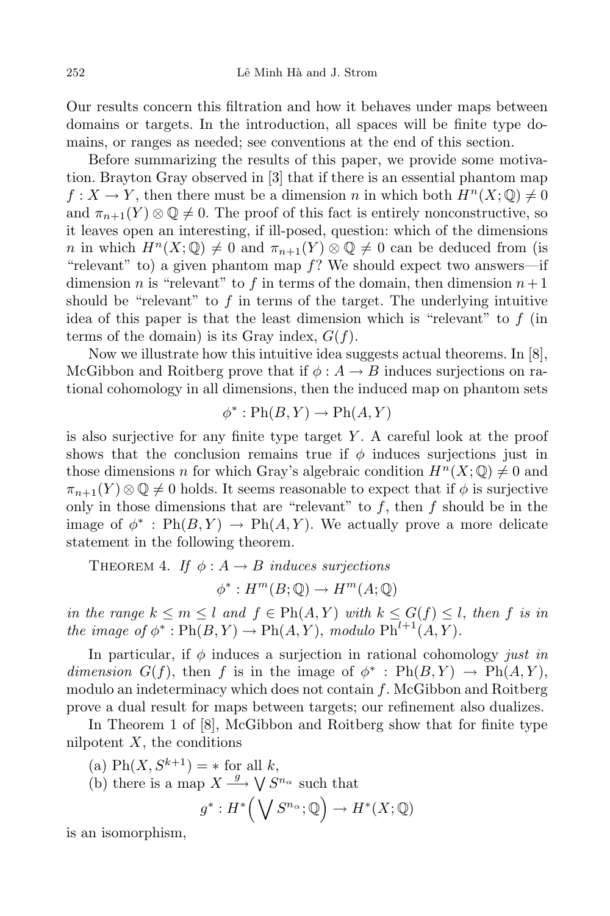Our results concern this filtration and how it behaves under maps between domains or targets. In the introduction, all spaces will be finite type domains, or ranges as needed; see conventions at the end of this section.

Before summarizing the results of this paper, we provide some motivation. Brayton Gray observed in [3] that if there is an essential phantom map $f : X \to Y$, then there must be a dimension $n$ in which both $H^n(X;\mathbb{Q}) \neq 0$ and $\pi_{n+1}(Y) \otimes \mathbb{Q} \neq 0$. The proof of this fact is entirely nonconstructive, so it leaves open an interesting, if ill-posed, question: which of the dimensions $n$ in which $H^n(X;\mathbb{Q}) \neq 0$ and $\pi_{n+1}(Y) \otimes \mathbb{Q} \neq 0$ can be deduced from (is "relevant" to) a given phantom map $f$? We should expect two answers—if dimension $n$ is "relevant" to $f$ in terms of the domain, then dimension $n+1$ should be "relevant" to $f$ in terms of the target. The underlying intuitive idea of this paper is that the least dimension which is "relevant" to $f$ (in terms of the domain) is its Gray index, $G(f)$.

Now we illustrate how this intuitive idea suggests actual theorems. In [8], McGibbon and Roitberg prove that if $\phi : A \to B$ induces surjections on rational cohomology in all dimensions, then the induced map on phantom sets

$$\phi^* : \mathrm{Ph}(B, Y) \to \mathrm{Ph}(A, Y)$$

is also surjective for any finite type target $Y$. A careful look at the proof shows that the conclusion remains true if $\phi$ induces surjections just in those dimensions $n$ for which Gray's algebraic condition $H^n(X;\mathbb{Q}) \neq 0$ and $\pi_{n+1}(Y) \otimes \mathbb{Q} \neq 0$ holds. It seems reasonable to expect that if $\phi$ is surjective only in those dimensions that are "relevant" to $f$, then $f$ should be in the image of $\phi^* : \mathrm{Ph}(B, Y) \to \mathrm{Ph}(A, Y)$. We actually prove a more delicate statement in the following theorem.

Theorem 4. *If $\phi : A \to B$ induces surjections*

$$\phi^* : H^m(B;\mathbb{Q}) \to H^m(A;\mathbb{Q})$$

*in the range $k \leq m \leq l$ and $f \in \mathrm{Ph}(A, Y)$ with $k \leq G(f) \leq l$, then $f$ is in the image of $\phi^* : \mathrm{Ph}(B, Y) \to \mathrm{Ph}(A, Y)$, modulo $\mathrm{Ph}^{l+1}(A, Y)$.*

In particular, if $\phi$ induces a surjection in rational cohomology *just in dimension* $G(f)$, then $f$ is in the image of $\phi^* : \mathrm{Ph}(B, Y) \to \mathrm{Ph}(A, Y)$, modulo an indeterminacy which does not contain $f$. McGibbon and Roitberg prove a dual result for maps between targets; our refinement also dualizes.

In Theorem 1 of [8], McGibbon and Roitberg show that for finite type nilpotent $X$, the conditions

(a) $\mathrm{Ph}(X, S^{k+1}) = *$ for all $k$,

(b) there is a map $X \xrightarrow{g} \bigvee S^{n_\alpha}$ such that

$$g^* : H^*\Big(\bigvee S^{n_\alpha};\mathbb{Q}\Big) \to H^*(X;\mathbb{Q})$$

is an isomorphism,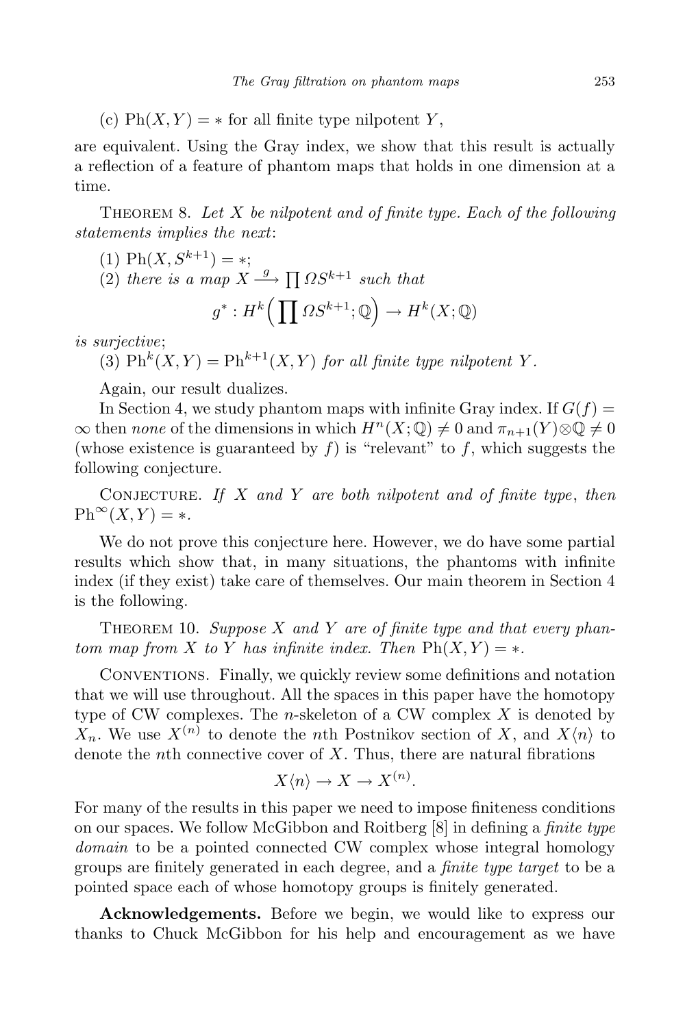(c) $\mathrm{Ph}(X, Y) = *$ for all finite type nilpotent $Y$,

are equivalent. Using the Gray index, we show that this result is actually a reflection of a feature of phantom maps that holds in one dimension at a time.

Theorem 8. *Let $X$ be nilpotent and of finite type. Each of the following statements implies the next*:

(1) $\mathrm{Ph}(X, S^{k+1}) = *$;

(2) *there is a map $X \xrightarrow{g} \prod \Omega S^{k+1}$ such that*

$$g^* : H^k\Big(\prod \Omega S^{k+1}; \mathbb{Q}\Big) \to H^k(X; \mathbb{Q})$$

*is surjective*;

(3) $\mathrm{Ph}^k(X, Y) = \mathrm{Ph}^{k+1}(X, Y)$ *for all finite type nilpotent $Y$.*

Again, our result dualizes.

In Section 4, we study phantom maps with infinite Gray index. If $G(f) = \infty$ then *none* of the dimensions in which $H^n(X;\mathbb{Q}) \neq 0$ and $\pi_{n+1}(Y) \otimes \mathbb{Q} \neq 0$ (whose existence is guaranteed by $f$) is "relevant" to $f$, which suggests the following conjecture.

Conjecture. *If $X$ and $Y$ are both nilpotent and of finite type*, *then* $\mathrm{Ph}^\infty(X, Y) = *$.

We do not prove this conjecture here. However, we do have some partial results which show that, in many situations, the phantoms with infinite index (if they exist) take care of themselves. Our main theorem in Section 4 is the following.

Theorem 10. *Suppose $X$ and $Y$ are of finite type and that every phantom map from $X$ to $Y$ has infinite index. Then $\mathrm{Ph}(X, Y) = *$.*

Conventions. Finally, we quickly review some definitions and notation that we will use throughout. All the spaces in this paper have the homotopy type of CW complexes. The $n$-skeleton of a CW complex $X$ is denoted by $X_n$. We use $X^{(n)}$ to denote the $n$th Postnikov section of $X$, and $X\langle n\rangle$ to denote the $n$th connective cover of $X$. Thus, there are natural fibrations

$$X\langle n\rangle \to X \to X^{(n)}.$$

For many of the results in this paper we need to impose finiteness conditions on our spaces. We follow McGibbon and Roitberg [8] in defining a *finite type domain* to be a pointed connected CW complex whose integral homology groups are finitely generated in each degree, and a *finite type target* to be a pointed space each of whose homotopy groups is finitely generated.

**Acknowledgements.** Before we begin, we would like to express our thanks to Chuck McGibbon for his help and encouragement as we have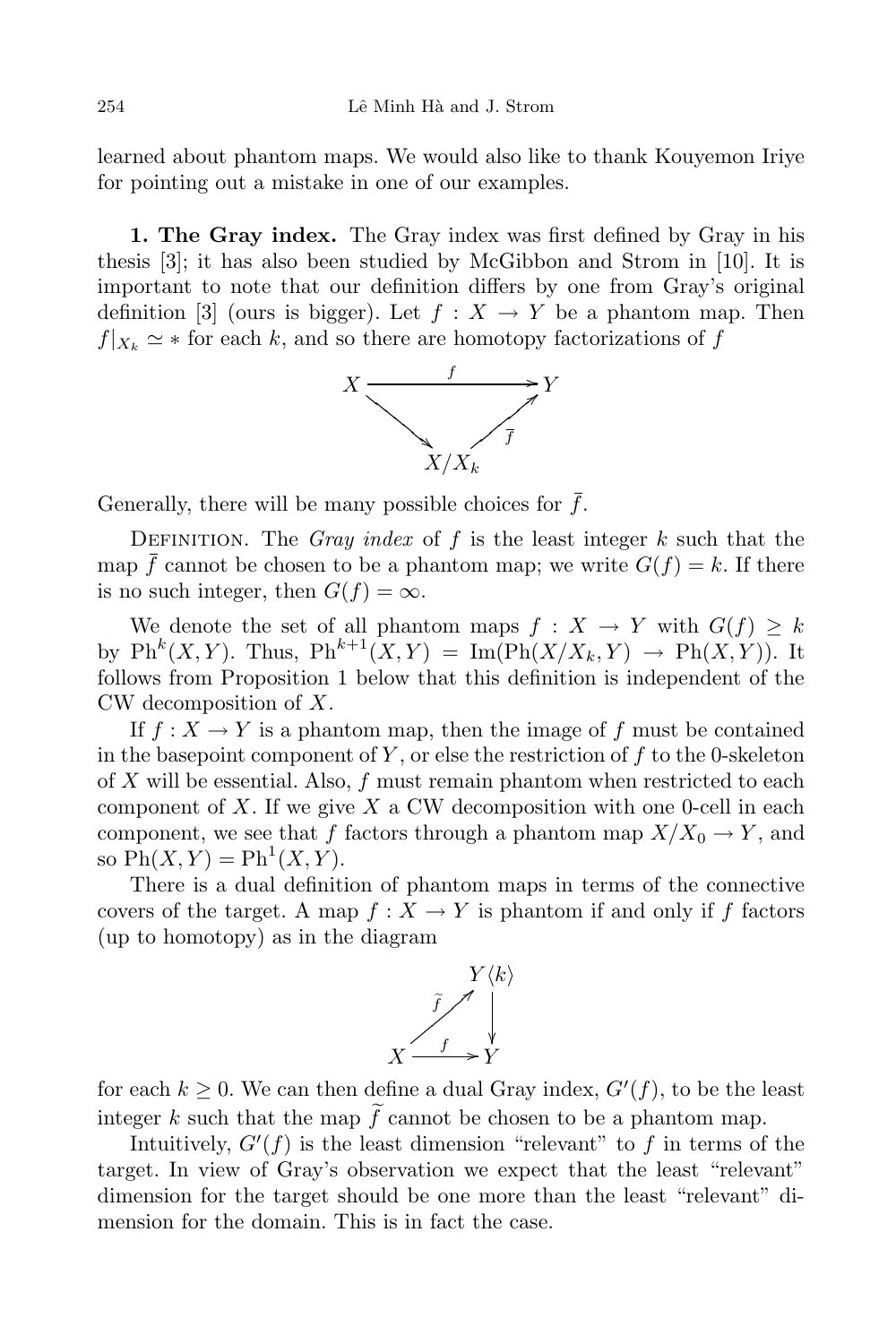learned about phantom maps. We would also like to thank Kouyemon Iriye for pointing out a mistake in one of our examples.

**1. The Gray index.** The Gray index was first defined by Gray in his thesis [3]; it has also been studied by McGibbon and Strom in [10]. It is important to note that our definition differs by one from Gray's original definition [3] (ours is bigger). Let $f : X \to Y$ be a phantom map. Then $f|_{X_k} \simeq *$ for each $k$, and so there are homotopy factorizations of $f$

$$\begin{array}{ccc} X & \xrightarrow{\quad f \quad} & Y \\ & \searrow \quad \nearrow_{\bar{f}} & \\ & X/X_k & \end{array}$$

Generally, there will be many possible choices for $\bar{f}$.

Definition. The *Gray index* of $f$ is the least integer $k$ such that the map $\bar{f}$ cannot be chosen to be a phantom map; we write $G(f) = k$. If there is no such integer, then $G(f) = \infty$.

We denote the set of all phantom maps $f : X \to Y$ with $G(f) \geq k$ by $\mathrm{Ph}^k(X,Y)$. Thus, $\mathrm{Ph}^{k+1}(X,Y) = \mathrm{Im}(\mathrm{Ph}(X/X_k, Y) \to \mathrm{Ph}(X,Y))$. It follows from Proposition 1 below that this definition is independent of the CW decomposition of $X$.

If $f : X \to Y$ is a phantom map, then the image of $f$ must be contained in the basepoint component of $Y$, or else the restriction of $f$ to the 0-skeleton of $X$ will be essential. Also, $f$ must remain phantom when restricted to each component of $X$. If we give $X$ a CW decomposition with one 0-cell in each component, we see that $f$ factors through a phantom map $X/X_0 \to Y$, and so $\mathrm{Ph}(X,Y) = \mathrm{Ph}^1(X,Y)$.

There is a dual definition of phantom maps in terms of the connective covers of the target. A map $f : X \to Y$ is phantom if and only if $f$ factors (up to homotopy) as in the diagram

$$\begin{array}{ccc} & & Y\langle k\rangle \\ & \nearrow^{\widetilde{f}} & \downarrow \\ X & \xrightarrow{\quad f \quad} & Y \end{array}$$

for each $k \geq 0$. We can then define a dual Gray index, $G'(f)$, to be the least integer $k$ such that the map $\widetilde{f}$ cannot be chosen to be a phantom map.

Intuitively, $G'(f)$ is the least dimension "relevant" to $f$ in terms of the target. In view of Gray's observation we expect that the least "relevant" dimension for the target should be one more than the least "relevant" dimension for the domain. This is in fact the case.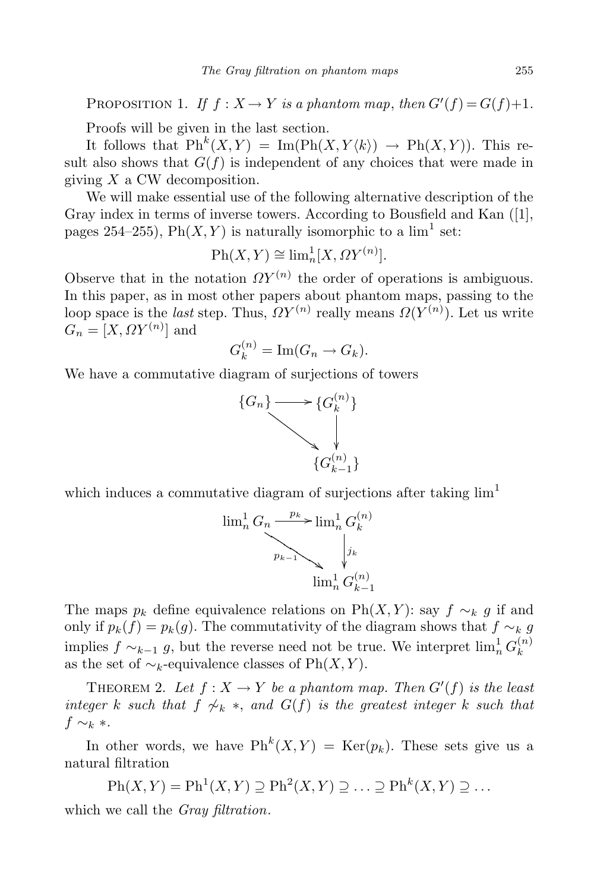Proposition 1. *If $f : X \to Y$ is a phantom map, then $G'(f) = G(f)+1$.*

Proofs will be given in the last section.

It follows that $\mathrm{Ph}^k(X,Y) = \mathrm{Im}(\mathrm{Ph}(X, Y\langle k\rangle) \to \mathrm{Ph}(X,Y))$. This result also shows that $G(f)$ is independent of any choices that were made in giving $X$ a CW decomposition.

We will make essential use of the following alternative description of the Gray index in terms of inverse towers. According to Bousfield and Kan ([1], pages 254–255), $\mathrm{Ph}(X,Y)$ is naturally isomorphic to a $\lim^1$ set:

$$\mathrm{Ph}(X,Y) \cong \lim\nolimits^1_n [X, \Omega Y^{(n)}].$$

Observe that in the notation $\Omega Y^{(n)}$ the order of operations is ambiguous. In this paper, as in most other papers about phantom maps, passing to the loop space is the *last* step. Thus, $\Omega Y^{(n)}$ really means $\Omega(Y^{(n)})$. Let us write $G_n = [X, \Omega Y^{(n)}]$ and

$$G_k^{(n)} = \mathrm{Im}(G_n \to G_k).$$

We have a commutative diagram of surjections of towers

$$\begin{array}{ccc} \{G_n\} & \longrightarrow & \{G_k^{(n)}\} \\ & \searrow & \downarrow \\ & & \{G_{k-1}^{(n)}\} \end{array}$$

which induces a commutative diagram of surjections after taking $\lim^1$

$$\begin{array}{ccc} \lim^1_n G_n & \xrightarrow{p_k} & \lim^1_n G_k^{(n)} \\ & \underset{p_{k-1}}{\searrow} & \downarrow{\scriptstyle j_k} \\ & & \lim^1_n G_{k-1}^{(n)} \end{array}$$

The maps $p_k$ define equivalence relations on $\mathrm{Ph}(X,Y)$: say $f \sim_k g$ if and only if $p_k(f) = p_k(g)$. The commutativity of the diagram shows that $f \sim_k g$ implies $f \sim_{k-1} g$, but the reverse need not be true. We interpret $\lim^1_n G_k^{(n)}$ as the set of $\sim_k$-equivalence classes of $\mathrm{Ph}(X,Y)$.

Theorem 2. *Let $f : X \to Y$ be a phantom map. Then $G'(f)$ is the least integer $k$ such that $f \not\sim_k *$, and $G(f)$ is the greatest integer $k$ such that $f \sim_k *$.*

In other words, we have $\mathrm{Ph}^k(X,Y) = \mathrm{Ker}(p_k)$. These sets give us a natural filtration

$$\mathrm{Ph}(X,Y) = \mathrm{Ph}^1(X,Y) \supseteq \mathrm{Ph}^2(X,Y) \supseteq \ldots \supseteq \mathrm{Ph}^k(X,Y) \supseteq \ldots$$

which we call the *Gray filtration*.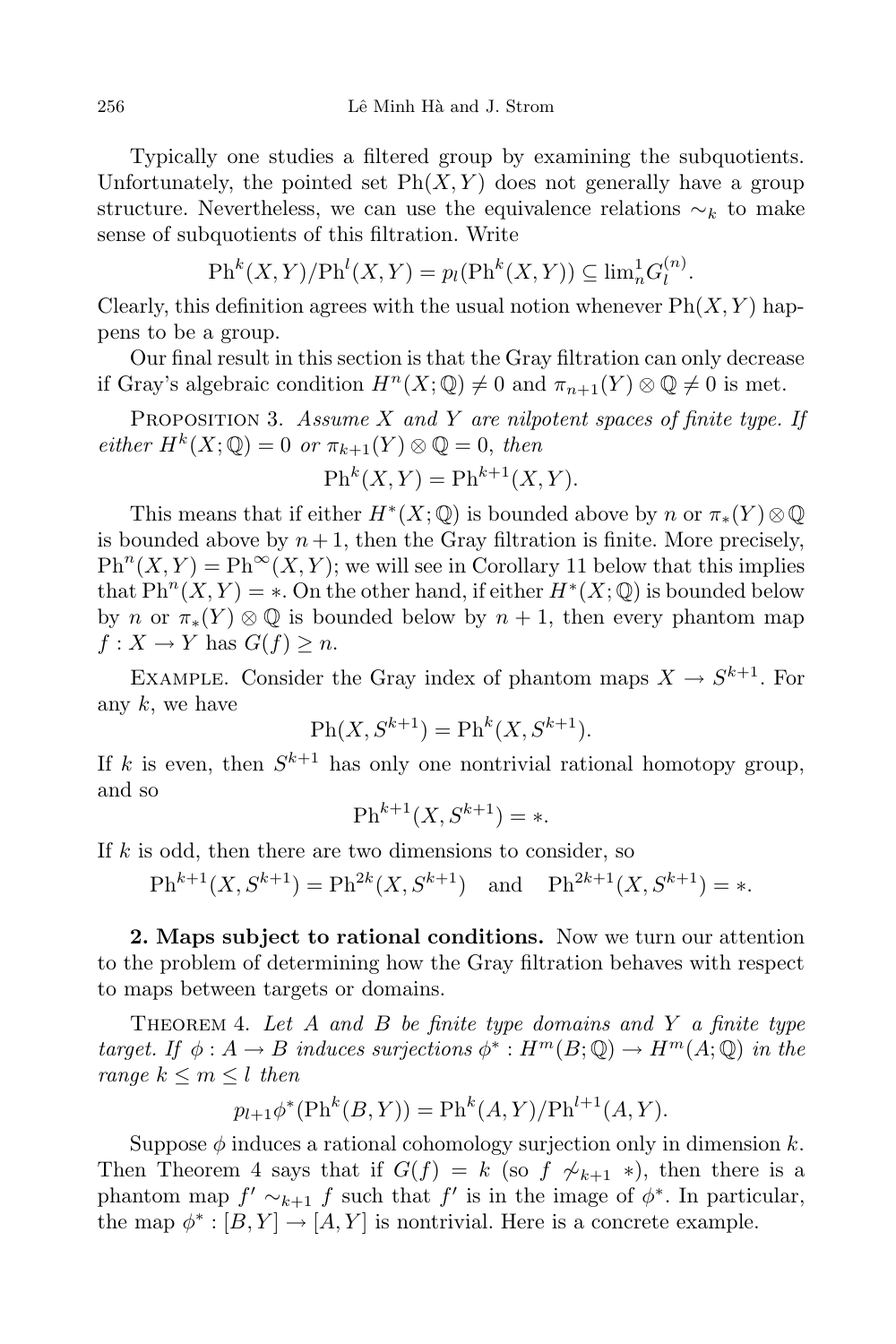Typically one studies a filtered group by examining the subquotients. Unfortunately, the pointed set $\mathrm{Ph}(X,Y)$ does not generally have a group structure. Nevertheless, we can use the equivalence relations $\sim_k$ to make sense of subquotients of this filtration. Write

$$\mathrm{Ph}^k(X,Y)/\mathrm{Ph}^l(X,Y) = p_l(\mathrm{Ph}^k(X,Y)) \subseteq \lim{}^1_n G_l^{(n)}.$$

Clearly, this definition agrees with the usual notion whenever $\mathrm{Ph}(X,Y)$ happens to be a group.

Our final result in this section is that the Gray filtration can only decrease if Gray's algebraic condition $H^n(X;\mathbb{Q}) \neq 0$ and $\pi_{n+1}(Y)\otimes\mathbb{Q} \neq 0$ is met.

Proposition 3. *Assume $X$ and $Y$ are nilpotent spaces of finite type. If either $H^k(X;\mathbb{Q}) = 0$ or $\pi_{k+1}(Y)\otimes\mathbb{Q} = 0$, then*

$$\mathrm{Ph}^k(X,Y) = \mathrm{Ph}^{k+1}(X,Y).$$

This means that if either $H^*(X;\mathbb{Q})$ is bounded above by $n$ or $\pi_*(Y)\otimes\mathbb{Q}$ is bounded above by $n+1$, then the Gray filtration is finite. More precisely, $\mathrm{Ph}^n(X,Y) = \mathrm{Ph}^\infty(X,Y)$; we will see in Corollary 11 below that this implies that $\mathrm{Ph}^n(X,Y) = *$. On the other hand, if either $H^*(X;\mathbb{Q})$ is bounded below by $n$ or $\pi_*(Y)\otimes\mathbb{Q}$ is bounded below by $n+1$, then every phantom map $f : X \to Y$ has $G(f) \geq n$.

Example. Consider the Gray index of phantom maps $X \to S^{k+1}$. For any $k$, we have

$$\mathrm{Ph}(X,S^{k+1}) = \mathrm{Ph}^k(X,S^{k+1}).$$

If $k$ is even, then $S^{k+1}$ has only one nontrivial rational homotopy group, and so

$$\mathrm{Ph}^{k+1}(X,S^{k+1}) = *.$$

If $k$ is odd, then there are two dimensions to consider, so

$$\mathrm{Ph}^{k+1}(X,S^{k+1}) = \mathrm{Ph}^{2k}(X,S^{k+1}) \quad \text{and} \quad \mathrm{Ph}^{2k+1}(X,S^{k+1}) = *.$$

**2. Maps subject to rational conditions.** Now we turn our attention to the problem of determining how the Gray filtration behaves with respect to maps between targets or domains.

Theorem 4. *Let $A$ and $B$ be finite type domains and $Y$ a finite type target. If $\phi : A \to B$ induces surjections $\phi^* : H^m(B;\mathbb{Q}) \to H^m(A;\mathbb{Q})$ in the range $k \leq m \leq l$ then*

$$p_{l+1}\phi^*(\mathrm{Ph}^k(B,Y)) = \mathrm{Ph}^k(A,Y)/\mathrm{Ph}^{l+1}(A,Y).$$

Suppose $\phi$ induces a rational cohomology surjection only in dimension $k$. Then Theorem 4 says that if $G(f) = k$ (so $f \not\sim_{k+1} *$), then there is a phantom map $f' \sim_{k+1} f$ such that $f'$ is in the image of $\phi^*$. In particular, the map $\phi^* : [B,Y] \to [A,Y]$ is nontrivial. Here is a concrete example.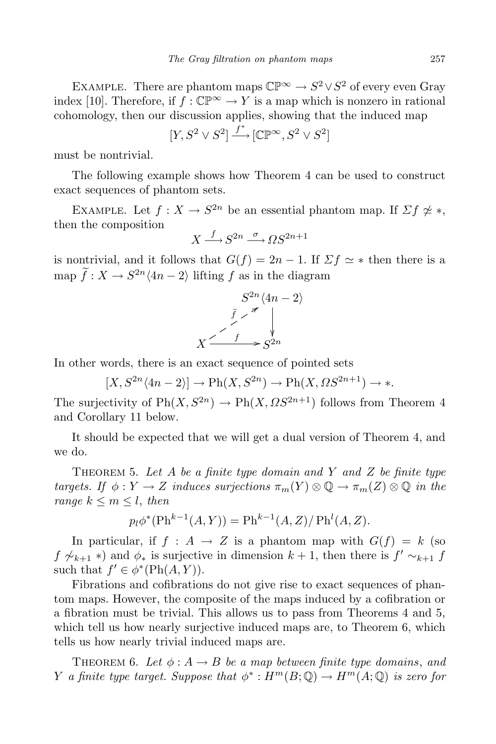Example. There are phantom maps $\mathbb{CP}^\infty \to S^2 \vee S^2$ of every even Gray index [10]. Therefore, if $f : \mathbb{CP}^\infty \to Y$ is a map which is nonzero in rational cohomology, then our discussion applies, showing that the induced map

$$[Y, S^2 \vee S^2] \xrightarrow{f^*} [\mathbb{CP}^\infty, S^2 \vee S^2]$$

must be nontrivial.

The following example shows how Theorem 4 can be used to construct exact sequences of phantom sets.

Example. Let $f : X \to S^{2n}$ be an essential phantom map. If $\Sigma f \not\simeq *$, then the composition

$$X \xrightarrow{f} S^{2n} \xrightarrow{\sigma} \Omega S^{2n+1}$$

is nontrivial, and it follows that $G(f) = 2n-1$. If $\Sigma f \simeq *$ then there is a map $\widetilde{f} : X \to S^{2n}\langle 4n-2\rangle$ lifting $f$ as in the diagram

$$\begin{array}{ccc} & & S^{2n}\langle 4n-2\rangle \\ & \overset{\widetilde{f}}{\nearrow} & \downarrow \\ X & \xrightarrow{f} & S^{2n} \end{array}$$

In other words, there is an exact sequence of pointed sets

$$[X, S^{2n}\langle 4n-2\rangle] \to \mathrm{Ph}(X, S^{2n}) \to \mathrm{Ph}(X, \Omega S^{2n+1}) \to *.$$

The surjectivity of $\mathrm{Ph}(X, S^{2n}) \to \mathrm{Ph}(X, \Omega S^{2n+1})$ follows from Theorem 4 and Corollary 11 below.

It should be expected that we will get a dual version of Theorem 4, and we do.

Theorem 5. *Let $A$ be a finite type domain and $Y$ and $Z$ be finite type targets. If $\phi : Y \to Z$ induces surjections $\pi_m(Y)\otimes\mathbb{Q} \to \pi_m(Z)\otimes\mathbb{Q}$ in the range $k \le m \le l$, then*

$$p_l\phi^*(\mathrm{Ph}^{k-1}(A, Y)) = \mathrm{Ph}^{k-1}(A, Z)/\mathrm{Ph}^l(A, Z).$$

In particular, if $f : A \to Z$ is a phantom map with $G(f) = k$ (so $f \not\sim_{k+1} *$) and $\phi_*$ is surjective in dimension $k+1$, then there is $f' \sim_{k+1} f$ such that $f' \in \phi^*(\mathrm{Ph}(A, Y))$.

Fibrations and cofibrations do not give rise to exact sequences of phantom maps. However, the composite of the maps induced by a cofibration or a fibration must be trivial. This allows us to pass from Theorems 4 and 5, which tell us how nearly surjective induced maps are, to Theorem 6, which tells us how nearly trivial induced maps are.

Theorem 6. *Let $\phi : A \to B$ be a map between finite type domains, and $Y$ a finite type target. Suppose that $\phi^* : H^m(B;\mathbb{Q}) \to H^m(A;\mathbb{Q})$ is zero for*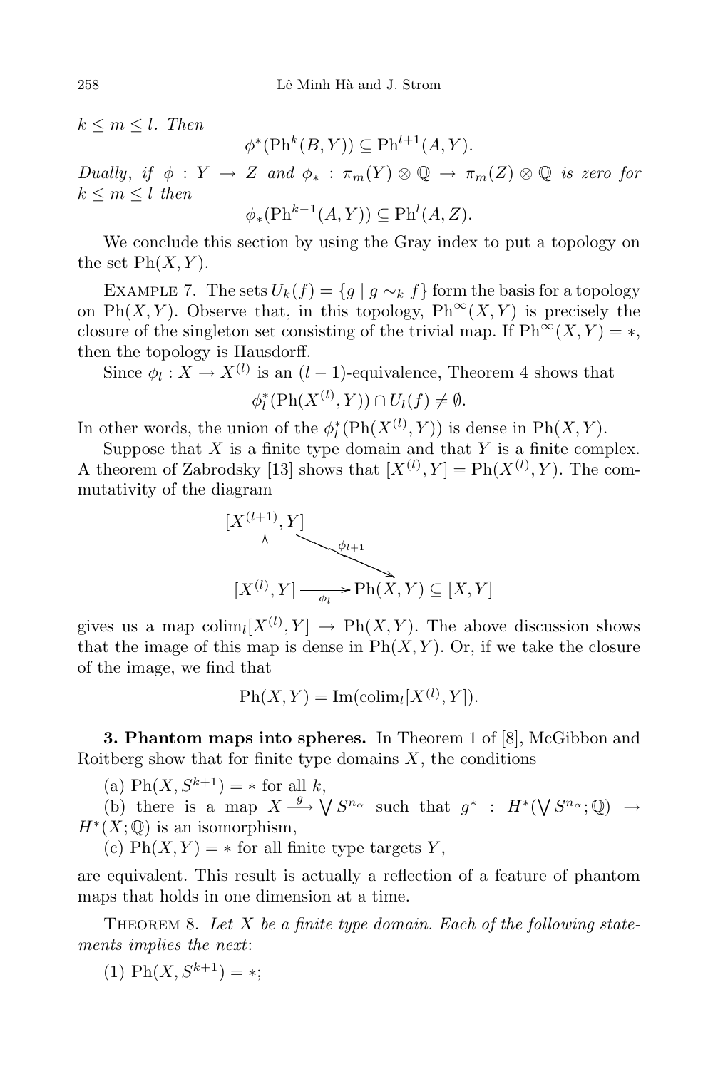*$k \leq m \leq l$. Then*

$$\phi^*(\mathrm{Ph}^k(B,Y)) \subseteq \mathrm{Ph}^{l+1}(A,Y).$$

*Dually, if $\phi : Y \to Z$ and $\phi_* : \pi_m(Y) \otimes \mathbb{Q} \to \pi_m(Z) \otimes \mathbb{Q}$ is zero for $k \leq m \leq l$ then*

$$\phi_*(\mathrm{Ph}^{k-1}(A,Y)) \subseteq \mathrm{Ph}^l(A,Z).$$

We conclude this section by using the Gray index to put a topology on the set $\mathrm{Ph}(X,Y)$.

Example 7. The sets $U_k(f) = \{g \mid g \sim_k f\}$ form the basis for a topology on $\mathrm{Ph}(X,Y)$. Observe that, in this topology, $\mathrm{Ph}^\infty(X,Y)$ is precisely the closure of the singleton set consisting of the trivial map. If $\mathrm{Ph}^\infty(X,Y) = *$, then the topology is Hausdorff.

Since $\phi_l : X \to X^{(l)}$ is an $(l-1)$-equivalence, Theorem 4 shows that

$$\phi_l^*(\mathrm{Ph}(X^{(l)},Y)) \cap U_l(f) \neq \emptyset.$$

In other words, the union of the $\phi_l^*(\mathrm{Ph}(X^{(l)},Y))$ is dense in $\mathrm{Ph}(X,Y)$.

Suppose that $X$ is a finite type domain and that $Y$ is a finite complex. A theorem of Zabrodsky [13] shows that $[X^{(l)},Y] = \mathrm{Ph}(X^{(l)},Y)$. The commutativity of the diagram

$$\begin{array}{ccc} [X^{(l+1)},Y] & & \\ \uparrow & \searrow^{\phi_{l+1}} & \\ [X^{(l)},Y] & \xrightarrow{\phi_l} & \mathrm{Ph}(X,Y) \subseteq [X,Y] \end{array}$$

gives us a map $\mathrm{colim}_l[X^{(l)},Y] \to \mathrm{Ph}(X,Y)$. The above discussion shows that the image of this map is dense in $\mathrm{Ph}(X,Y)$. Or, if we take the closure of the image, we find that

$$\mathrm{Ph}(X,Y) = \overline{\mathrm{Im}(\mathrm{colim}_l[X^{(l)},Y])}.$$

**3. Phantom maps into spheres.** In Theorem 1 of [8], McGibbon and Roitberg show that for finite type domains $X$, the conditions

(a) $\mathrm{Ph}(X,S^{k+1}) = *$ for all $k$,

(b) there is a map $X \xrightarrow{g} \bigvee S^{n_\alpha}$ such that $g^* : H^*(\bigvee S^{n_\alpha};\mathbb{Q}) \to H^*(X;\mathbb{Q})$ is an isomorphism,

(c) $\mathrm{Ph}(X,Y) = *$ for all finite type targets $Y$,

are equivalent. This result is actually a reflection of a feature of phantom maps that holds in one dimension at a time.

Theorem 8. *Let $X$ be a finite type domain. Each of the following statements implies the next*:

(1) $\mathrm{Ph}(X,S^{k+1}) = *$;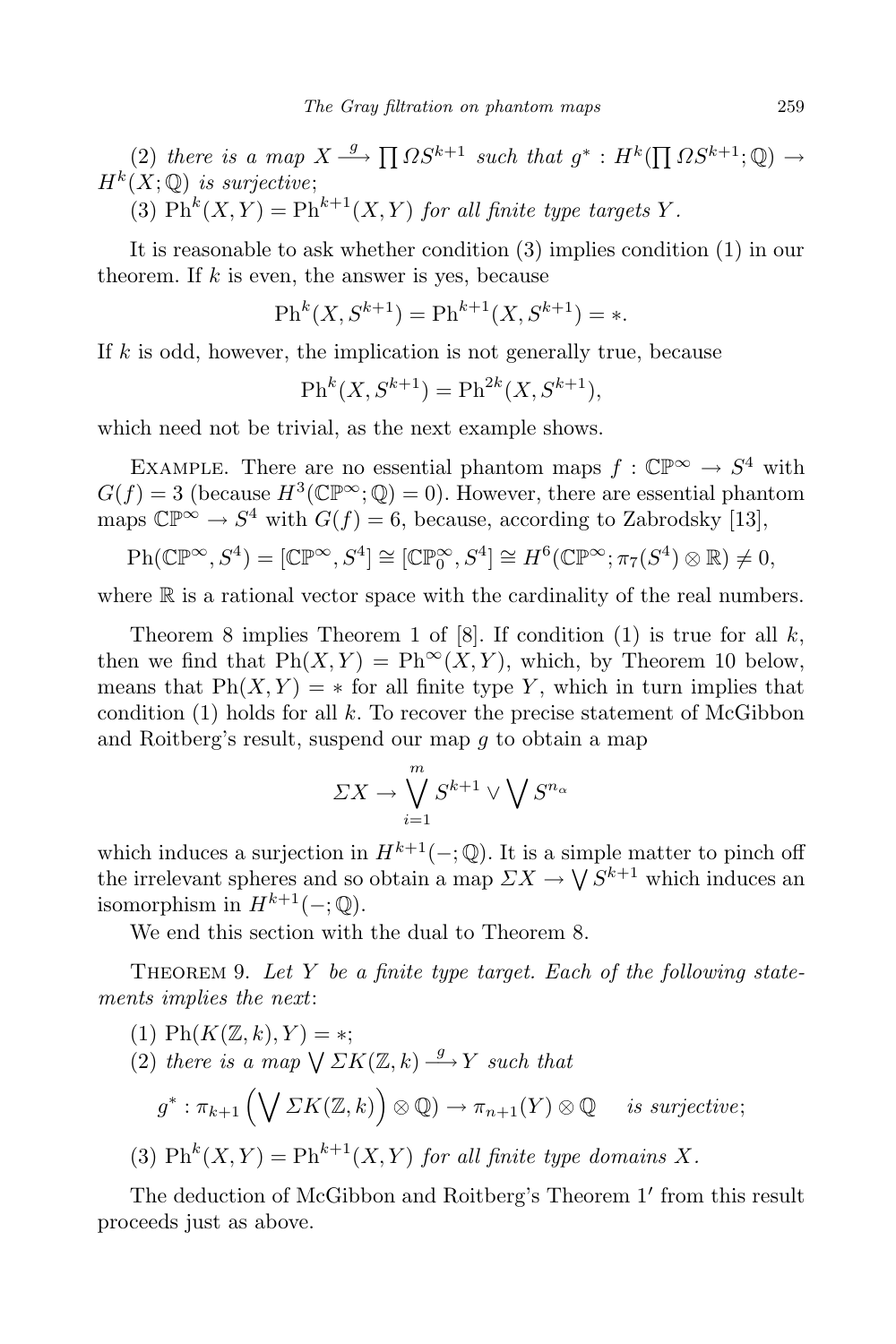(2) *there is a map* $X \xrightarrow{g} \prod \Omega S^{k+1}$ *such that* $g^* : H^k(\prod \Omega S^{k+1};\mathbb{Q}) \to H^k(X;\mathbb{Q})$ *is surjective*;

(3) $\mathrm{Ph}^k(X,Y) = \mathrm{Ph}^{k+1}(X,Y)$ *for all finite type targets* $Y$.

It is reasonable to ask whether condition (3) implies condition (1) in our theorem. If $k$ is even, the answer is yes, because

$$\mathrm{Ph}^k(X,S^{k+1}) = \mathrm{Ph}^{k+1}(X,S^{k+1}) = *.$$

If $k$ is odd, however, the implication is not generally true, because

$$\mathrm{Ph}^k(X,S^{k+1}) = \mathrm{Ph}^{2k}(X,S^{k+1}),$$

which need not be trivial, as the next example shows.

Example. There are no essential phantom maps $f : \mathbb{CP}^\infty \to S^4$ with $G(f) = 3$ (because $H^3(\mathbb{CP}^\infty;\mathbb{Q}) = 0$). However, there are essential phantom maps $\mathbb{CP}^\infty \to S^4$ with $G(f) = 6$, because, according to Zabrodsky [13],

$$\mathrm{Ph}(\mathbb{CP}^\infty, S^4) = [\mathbb{CP}^\infty, S^4] \cong [\mathbb{CP}^\infty_0, S^4] \cong H^6(\mathbb{CP}^\infty;\pi_7(S^4)\otimes\mathbb{R}) \neq 0,$$

where $\mathbb{R}$ is a rational vector space with the cardinality of the real numbers.

Theorem 8 implies Theorem 1 of [8]. If condition (1) is true for all $k$, then we find that $\mathrm{Ph}(X,Y) = \mathrm{Ph}^\infty(X,Y)$, which, by Theorem 10 below, means that $\mathrm{Ph}(X,Y) = *$ for all finite type $Y$, which in turn implies that condition (1) holds for all $k$. To recover the precise statement of McGibbon and Roitberg's result, suspend our map $g$ to obtain a map

$$\Sigma X \to \bigvee_{i=1}^{m} S^{k+1} \vee \bigvee S^{n_\alpha}$$

which induces a surjection in $H^{k+1}(-;\mathbb{Q})$. It is a simple matter to pinch off the irrelevant spheres and so obtain a map $\Sigma X \to \bigvee S^{k+1}$ which induces an isomorphism in $H^{k+1}(-;\mathbb{Q})$.

We end this section with the dual to Theorem 8.

Theorem 9. *Let* $Y$ *be a finite type target. Each of the following statements implies the next*:

(1) $\mathrm{Ph}(K(\mathbb{Z},k),Y) = *$;

(2) *there is a map* $\bigvee \Sigma K(\mathbb{Z},k) \xrightarrow{g} Y$ *such that*

$$g^* : \pi_{k+1}\Big(\bigvee \Sigma K(\mathbb{Z},k)\Big)\otimes\mathbb{Q}) \to \pi_{n+1}(Y)\otimes\mathbb{Q} \quad \textit{is surjective};$$

(3) $\mathrm{Ph}^k(X,Y) = \mathrm{Ph}^{k+1}(X,Y)$ *for all finite type domains* $X$.

The deduction of McGibbon and Roitberg's Theorem 1′ from this result proceeds just as above.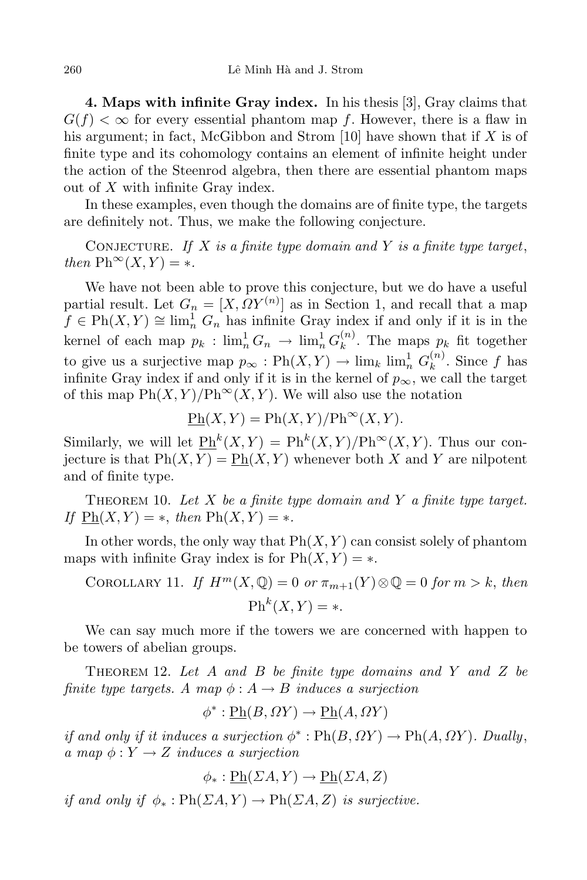**4. Maps with infinite Gray index.** In his thesis [3], Gray claims that $G(f) < \infty$ for every essential phantom map $f$. However, there is a flaw in his argument; in fact, McGibbon and Strom [10] have shown that if $X$ is of finite type and its cohomology contains an element of infinite height under the action of the Steenrod algebra, then there are essential phantom maps out of $X$ with infinite Gray index.

In these examples, even though the domains are of finite type, the targets are definitely not. Thus, we make the following conjecture.

Conjecture. *If $X$ is a finite type domain and $Y$ is a finite type target, then* $\mathrm{Ph}^\infty(X,Y) = *$.

We have not been able to prove this conjecture, but we do have a useful partial result. Let $G_n = [X, \Omega Y^{(n)}]$ as in Section 1, and recall that a map $f \in \mathrm{Ph}(X,Y) \cong \lim^1_n G_n$ has infinite Gray index if and only if it is in the kernel of each map $p_k : \lim^1_n G_n \to \lim^1_n G_k^{(n)}$. The maps $p_k$ fit together to give us a surjective map $p_\infty : \mathrm{Ph}(X,Y) \to \lim_k \lim^1_n G_k^{(n)}$. Since $f$ has infinite Gray index if and only if it is in the kernel of $p_\infty$, we call the target of this map $\mathrm{Ph}(X,Y)/\mathrm{Ph}^\infty(X,Y)$. We will also use the notation

$$\underline{\mathrm{Ph}}(X,Y) = \mathrm{Ph}(X,Y)/\mathrm{Ph}^\infty(X,Y).$$

Similarly, we will let $\underline{\mathrm{Ph}}^k(X,Y) = \mathrm{Ph}^k(X,Y)/\mathrm{Ph}^\infty(X,Y)$. Thus our conjecture is that $\mathrm{Ph}(X,Y) = \underline{\mathrm{Ph}}(X,Y)$ whenever both $X$ and $Y$ are nilpotent and of finite type.

Theorem 10. *Let $X$ be a finite type domain and $Y$ a finite type target. If $\underline{\mathrm{Ph}}(X,Y) = *$, then $\mathrm{Ph}(X,Y) = *$.*

In other words, the only way that $\mathrm{Ph}(X,Y)$ can consist solely of phantom maps with infinite Gray index is for $\mathrm{Ph}(X,Y) = *$.

Corollary 11. *If $H^m(X,\mathbb{Q}) = 0$ or $\pi_{m+1}(Y) \otimes \mathbb{Q} = 0$ for $m > k$, then*

$$\mathrm{Ph}^k(X,Y) = *.$$

We can say much more if the towers we are concerned with happen to be towers of abelian groups.

Theorem 12. *Let $A$ and $B$ be finite type domains and $Y$ and $Z$ be finite type targets. A map $\phi : A \to B$ induces a surjection*

$$\phi^* : \underline{\mathrm{Ph}}(B, \Omega Y) \to \underline{\mathrm{Ph}}(A, \Omega Y)$$

*if and only if it induces a surjection $\phi^* : \mathrm{Ph}(B,\Omega Y) \to \mathrm{Ph}(A, \Omega Y)$. Dually, a map $\phi : Y \to Z$ induces a surjection*

$$\phi_* : \underline{\mathrm{Ph}}(\Sigma A, Y) \to \underline{\mathrm{Ph}}(\Sigma A, Z)$$

*if and only if $\phi_* : \mathrm{Ph}(\Sigma A, Y) \to \mathrm{Ph}(\Sigma A, Z)$ is surjective.*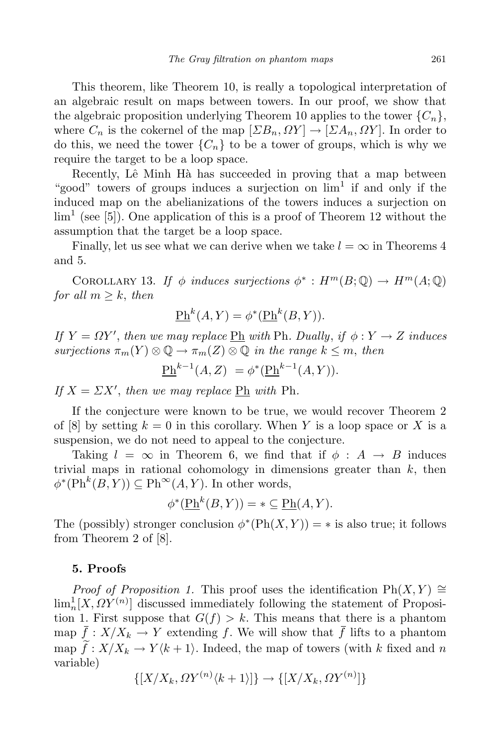This theorem, like Theorem 10, is really a topological interpretation of an algebraic result on maps between towers. In our proof, we show that the algebraic proposition underlying Theorem 10 applies to the tower $\{C_n\}$, where $C_n$ is the cokernel of the map $[\Sigma B_n, \Omega Y] \to [\Sigma A_n, \Omega Y]$. In order to do this, we need the tower $\{C_n\}$ to be a tower of groups, which is why we require the target to be a loop space.

Recently, Lê Minh Hà has succeeded in proving that a map between "good" towers of groups induces a surjection on $\lim^1$ if and only if the induced map on the abelianizations of the towers induces a surjection on $\lim^1$ (see [5]). One application of this is a proof of Theorem 12 without the assumption that the target be a loop space.

Finally, let us see what we can derive when we take $l = \infty$ in Theorems 4 and 5.

Corollary 13. *If $\phi$ induces surjections $\phi^* : H^m(B;\mathbb{Q}) \to H^m(A;\mathbb{Q})$ for all $m \geq k$, then*

$$\underline{\mathrm{Ph}}^k(A, Y) = \phi^*(\underline{\mathrm{Ph}}^k(B, Y)).$$

*If $Y = \Omega Y'$, then we may replace $\underline{\mathrm{Ph}}$ with $\mathrm{Ph}$. Dually, if $\phi : Y \to Z$ induces surjections $\pi_m(Y) \otimes \mathbb{Q} \to \pi_m(Z) \otimes \mathbb{Q}$ in the range $k \leq m$, then*

$$\underline{\mathrm{Ph}}^{k-1}(A, Z) = \phi^*(\underline{\mathrm{Ph}}^{k-1}(A, Y)).$$

*If $X = \Sigma X'$, then we may replace $\underline{\mathrm{Ph}}$ with $\mathrm{Ph}$.*

If the conjecture were known to be true, we would recover Theorem 2 of [8] by setting $k = 0$ in this corollary. When $Y$ is a loop space or $X$ is a suspension, we do not need to appeal to the conjecture.

Taking $l = \infty$ in Theorem 6, we find that if $\phi : A \to B$ induces trivial maps in rational cohomology in dimensions greater than $k$, then $\phi^*(\mathrm{Ph}^k(B, Y)) \subseteq \mathrm{Ph}^\infty(A, Y)$. In other words,

$$\phi^*(\underline{\mathrm{Ph}}^k(B, Y)) = * \subseteq \underline{\mathrm{Ph}}(A, Y).$$

The (possibly) stronger conclusion $\phi^*(\mathrm{Ph}(X, Y)) = *$ is also true; it follows from Theorem 2 of [8].

## 5. Proofs

*Proof of Proposition 1.* This proof uses the identification $\mathrm{Ph}(X, Y) \cong \lim^1_n [X, \Omega Y^{(n)}]$ discussed immediately following the statement of Proposition 1. First suppose that $G(f) > k$. This means that there is a phantom map $\bar{f} : X/X_k \to Y$ extending $f$. We will show that $\bar{f}$ lifts to a phantom map $\widetilde{f} : X/X_k \to Y\langle k+1\rangle$. Indeed, the map of towers (with $k$ fixed and $n$ variable)

$$\{[X/X_k, \Omega Y^{(n)}\langle k+1\rangle]\} \to \{[X/X_k, \Omega Y^{(n)}]\}$$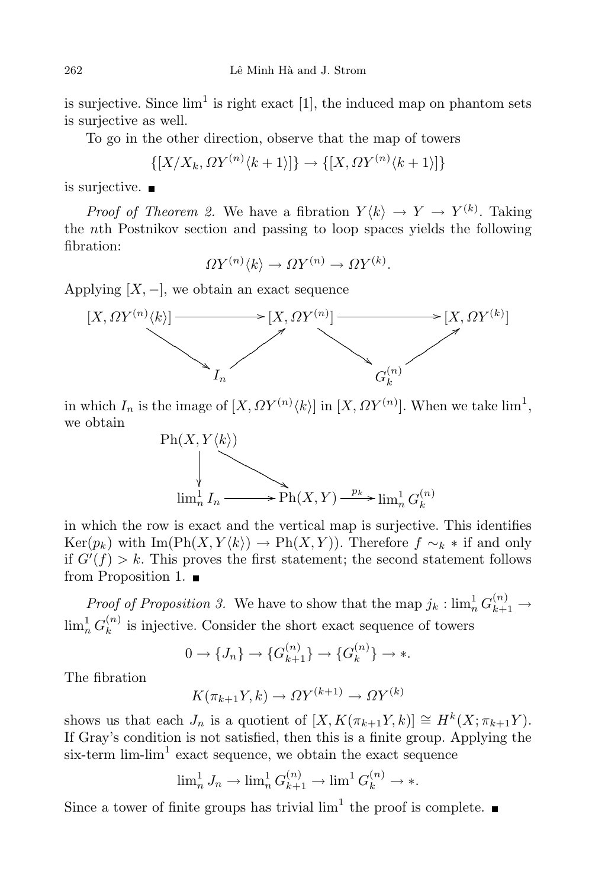is surjective. Since $\lim^1$ is right exact [1], the induced map on phantom sets is surjective as well.

To go in the other direction, observe that the map of towers

$$\{[X/X_k, \Omega Y^{(n)}\langle k+1\rangle]\} \to \{[X, \Omega Y^{(n)}\langle k+1\rangle]\}$$

is surjective. ∎

*Proof of Theorem 2.* We have a fibration $Y\langle k\rangle \to Y \to Y^{(k)}$. Taking the $n$th Postnikov section and passing to loop spaces yields the following fibration:

$$\Omega Y^{(n)}\langle k\rangle \to \Omega Y^{(n)} \to \Omega Y^{(k)}.$$

Applying $[X, -]$, we obtain an exact sequence

$$\begin{array}{ccccc} [X, \Omega Y^{(n)}\langle k\rangle] & \longrightarrow & [X, \Omega Y^{(n)}] & \longrightarrow & [X, \Omega Y^{(k)}] \\ & \searrow \quad \nearrow & & \searrow \quad \nearrow & \\ & I_n & & G_k^{(n)} & \end{array}$$

in which $I_n$ is the image of $[X, \Omega Y^{(n)}\langle k\rangle]$ in $[X, \Omega Y^{(n)}]$. When we take $\lim^1$, we obtain

$$\begin{array}{ccccc} \mathrm{Ph}(X, Y\langle k\rangle) & & & & \\ \downarrow & \searrow & & & \\ \lim^1_n I_n & \longrightarrow & \mathrm{Ph}(X, Y) & \xrightarrow{p_k} & \lim^1_n G_k^{(n)} \end{array}$$

in which the row is exact and the vertical map is surjective. This identifies $\mathrm{Ker}(p_k)$ with $\mathrm{Im}(\mathrm{Ph}(X, Y\langle k\rangle) \to \mathrm{Ph}(X, Y))$. Therefore $f \sim_k *$ if and only if $G'(f) > k$. This proves the first statement; the second statement follows from Proposition 1. ∎

*Proof of Proposition 3.* We have to show that the map $j_k : \lim^1_n G_{k+1}^{(n)} \to \lim^1_n G_k^{(n)}$ is injective. Consider the short exact sequence of towers

$$0 \to \{J_n\} \to \{G_{k+1}^{(n)}\} \to \{G_k^{(n)}\} \to *.$$

The fibration

$$K(\pi_{k+1}Y, k) \to \Omega Y^{(k+1)} \to \Omega Y^{(k)}$$

shows us that each $J_n$ is a quotient of $[X, K(\pi_{k+1}Y, k)] \cong H^k(X; \pi_{k+1}Y)$. If Gray's condition is not satisfied, then this is a finite group. Applying the six-term lim-$\lim^1$ exact sequence, we obtain the exact sequence

$$\lim^1_n J_n \to \lim^1_n G_{k+1}^{(n)} \to \lim^1 G_k^{(n)} \to *.$$

Since a tower of finite groups has trivial $\lim^1$ the proof is complete. ∎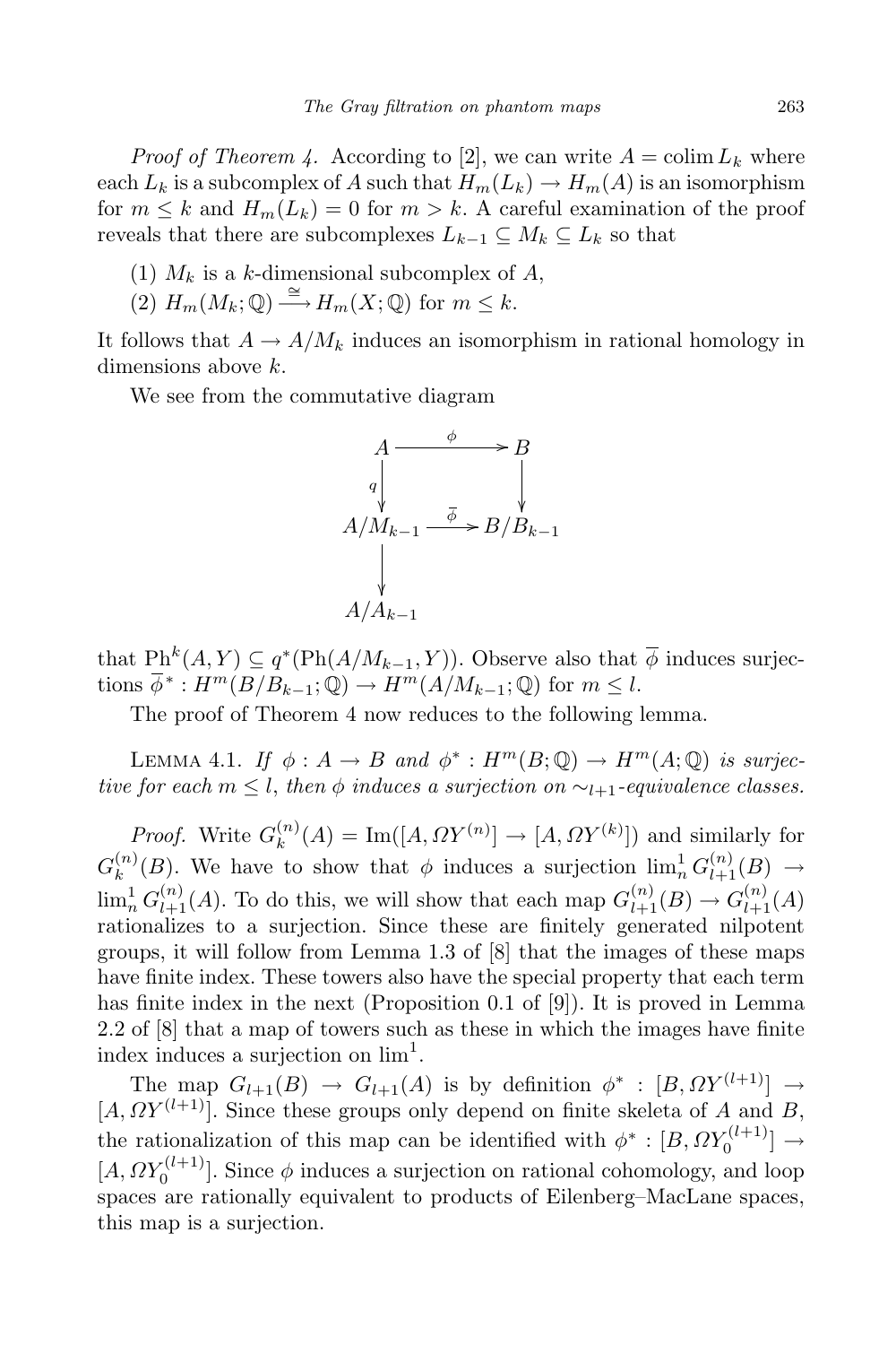*Proof of Theorem 4.* According to [2], we can write $A = \operatorname{colim} L_k$ where each $L_k$ is a subcomplex of $A$ such that $H_m(L_k) \to H_m(A)$ is an isomorphism for $m \le k$ and $H_m(L_k) = 0$ for $m > k$. A careful examination of the proof reveals that there are subcomplexes $L_{k-1} \subseteq M_k \subseteq L_k$ so that

(1) $M_k$ is a $k$-dimensional subcomplex of $A$,

(2) $H_m(M_k;\mathbb{Q}) \xrightarrow{\cong} H_m(X;\mathbb{Q})$ for $m \le k$.

It follows that $A \to A/M_k$ induces an isomorphism in rational homology in dimensions above $k$.

We see from the commutative diagram

$$\begin{array}{ccc}
A & \xrightarrow{\ \phi\ } & B \\
{\scriptstyle q}\downarrow & & \downarrow \\
A/M_{k-1} & \xrightarrow{\ \overline{\phi}\ } & B/B_{k-1} \\
\downarrow & & \\
A/A_{k-1} & &
\end{array}$$

that $\mathrm{Ph}^k(A,Y) \subseteq q^*(\mathrm{Ph}(A/M_{k-1},Y))$. Observe also that $\overline{\phi}$ induces surjections $\overline{\phi}^* : H^m(B/B_{k-1};\mathbb{Q}) \to H^m(A/M_{k-1};\mathbb{Q})$ for $m \le l$.

The proof of Theorem 4 now reduces to the following lemma.

Lemma 4.1. *If $\phi : A \to B$ and $\phi^* : H^m(B;\mathbb{Q}) \to H^m(A;\mathbb{Q})$ is surjective for each $m \le l$, then $\phi$ induces a surjection on $\sim_{l+1}$-equivalence classes.*

*Proof.* Write $G_k^{(n)}(A) = \mathrm{Im}([A, \Omega Y^{(n)}] \to [A, \Omega Y^{(k)}])$ and similarly for $G_k^{(n)}(B)$. We have to show that $\phi$ induces a surjection $\lim^1_n G_{l+1}^{(n)}(B) \to \lim^1_n G_{l+1}^{(n)}(A)$. To do this, we will show that each map $G_{l+1}^{(n)}(B) \to G_{l+1}^{(n)}(A)$ rationalizes to a surjection. Since these are finitely generated nilpotent groups, it will follow from Lemma 1.3 of [8] that the images of these maps have finite index. These towers also have the special property that each term has finite index in the next (Proposition 0.1 of [9]). It is proved in Lemma 2.2 of [8] that a map of towers such as these in which the images have finite index induces a surjection on $\lim^1$.

The map $G_{l+1}(B) \to G_{l+1}(A)$ is by definition $\phi^* : [B, \Omega Y^{(l+1)}] \to [A, \Omega Y^{(l+1)}]$. Since these groups only depend on finite skeleta of $A$ and $B$, the rationalization of this map can be identified with $\phi^* : [B, \Omega Y_0^{(l+1)}] \to [A, \Omega Y_0^{(l+1)}]$. Since $\phi$ induces a surjection on rational cohomology, and loop spaces are rationally equivalent to products of Eilenberg–MacLane spaces, this map is a surjection.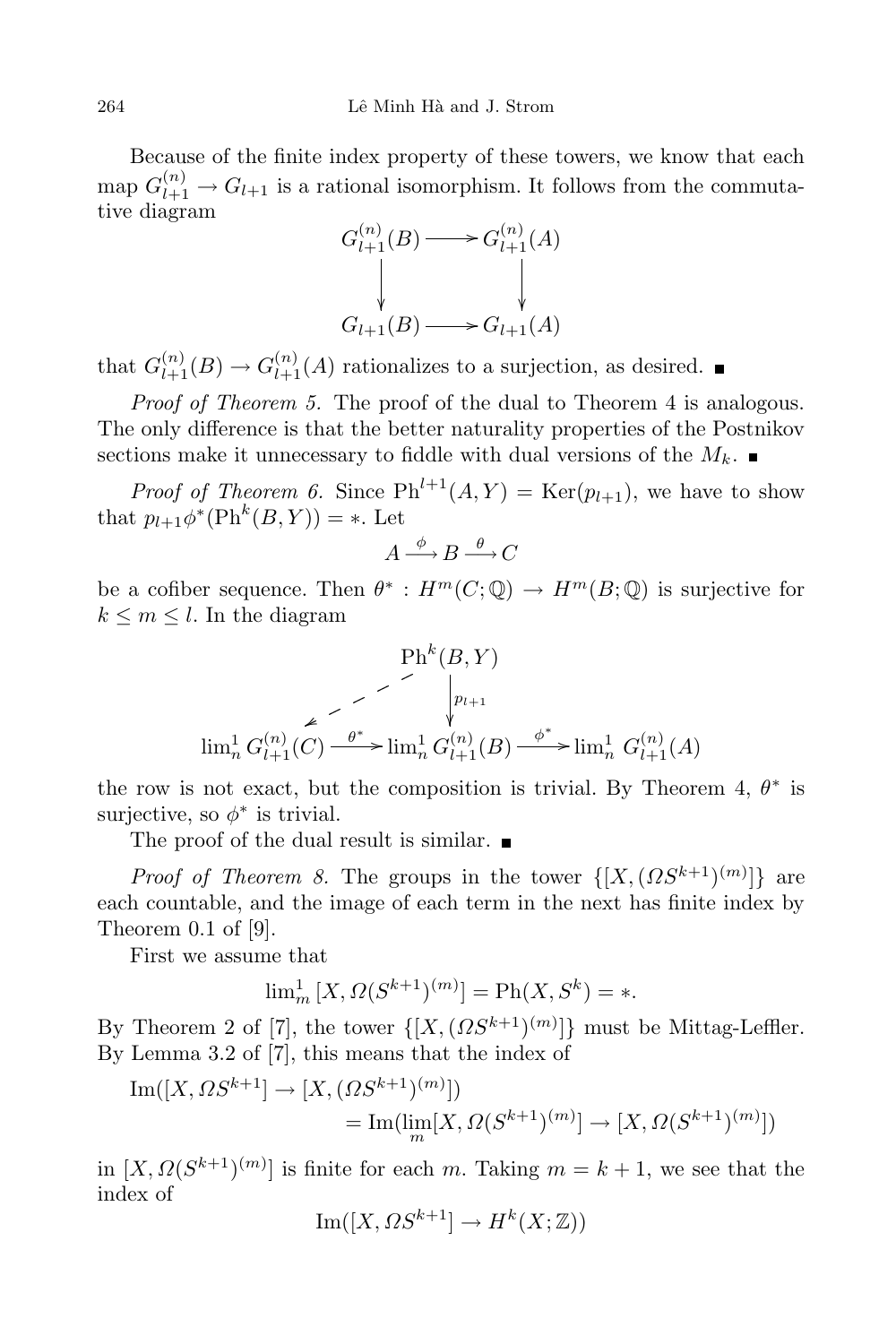Because of the finite index property of these towers, we know that each map $G_{l+1}^{(n)} \to G_{l+1}$ is a rational isomorphism. It follows from the commutative diagram

$$\begin{array}{ccc} G_{l+1}^{(n)}(B) & \longrightarrow & G_{l+1}^{(n)}(A) \\ \downarrow & & \downarrow \\ G_{l+1}(B) & \longrightarrow & G_{l+1}(A) \end{array}$$

that $G_{l+1}^{(n)}(B) \to G_{l+1}^{(n)}(A)$ rationalizes to a surjection, as desired. ∎

*Proof of Theorem 5.* The proof of the dual to Theorem 4 is analogous. The only difference is that the better naturality properties of the Postnikov sections make it unnecessary to fiddle with dual versions of the $M_k$. ∎

*Proof of Theorem 6.* Since $\mathrm{Ph}^{l+1}(A, Y) = \mathrm{Ker}(p_{l+1})$, we have to show that $p_{l+1}\phi^*(\mathrm{Ph}^k(B, Y)) = *$. Let

$$A \xrightarrow{\phi} B \xrightarrow{\theta} C$$

be a cofiber sequence. Then $\theta^* : H^m(C; \mathbb{Q}) \to H^m(B; \mathbb{Q})$ is surjective for $k \le m \le l$. In the diagram

$$\begin{array}{ccccc} & & \mathrm{Ph}^k(B, Y) & & \\ & \swarrow & \downarrow{\scriptstyle p_{l+1}} & & \\ \lim^1_n G_{l+1}^{(n)}(C) & \xrightarrow{\theta^*} & \lim^1_n G_{l+1}^{(n)}(B) & \xrightarrow{\phi^*} & \lim^1_n G_{l+1}^{(n)}(A) \end{array}$$

the row is not exact, but the composition is trivial. By Theorem 4, $\theta^*$ is surjective, so $\phi^*$ is trivial.

The proof of the dual result is similar. ∎

*Proof of Theorem 8.* The groups in the tower $\{[X, (\Omega S^{k+1})^{(m)}]\}$ are each countable, and the image of each term in the next has finite index by Theorem 0.1 of [9].

First we assume that

$$\lim^1_m [X, \Omega (S^{k+1})^{(m)}] = \mathrm{Ph}(X, S^k) = *.$$

By Theorem 2 of [7], the tower $\{[X, (\Omega S^{k+1})^{(m)}]\}$ must be Mittag-Leffler. By Lemma 3.2 of [7], this means that the index of

$$\begin{aligned} \mathrm{Im}([X, \Omega S^{k+1}] &\to [X, (\Omega S^{k+1})^{(m)}]) \\ &= \mathrm{Im}(\lim_m [X, \Omega (S^{k+1})^{(m)}] \to [X, \Omega (S^{k+1})^{(m)}]) \end{aligned}$$

in $[X, \Omega (S^{k+1})^{(m)}]$ is finite for each $m$. Taking $m = k+1$, we see that the index of

$$\mathrm{Im}([X, \Omega S^{k+1}] \to H^k(X; \mathbb{Z}))$$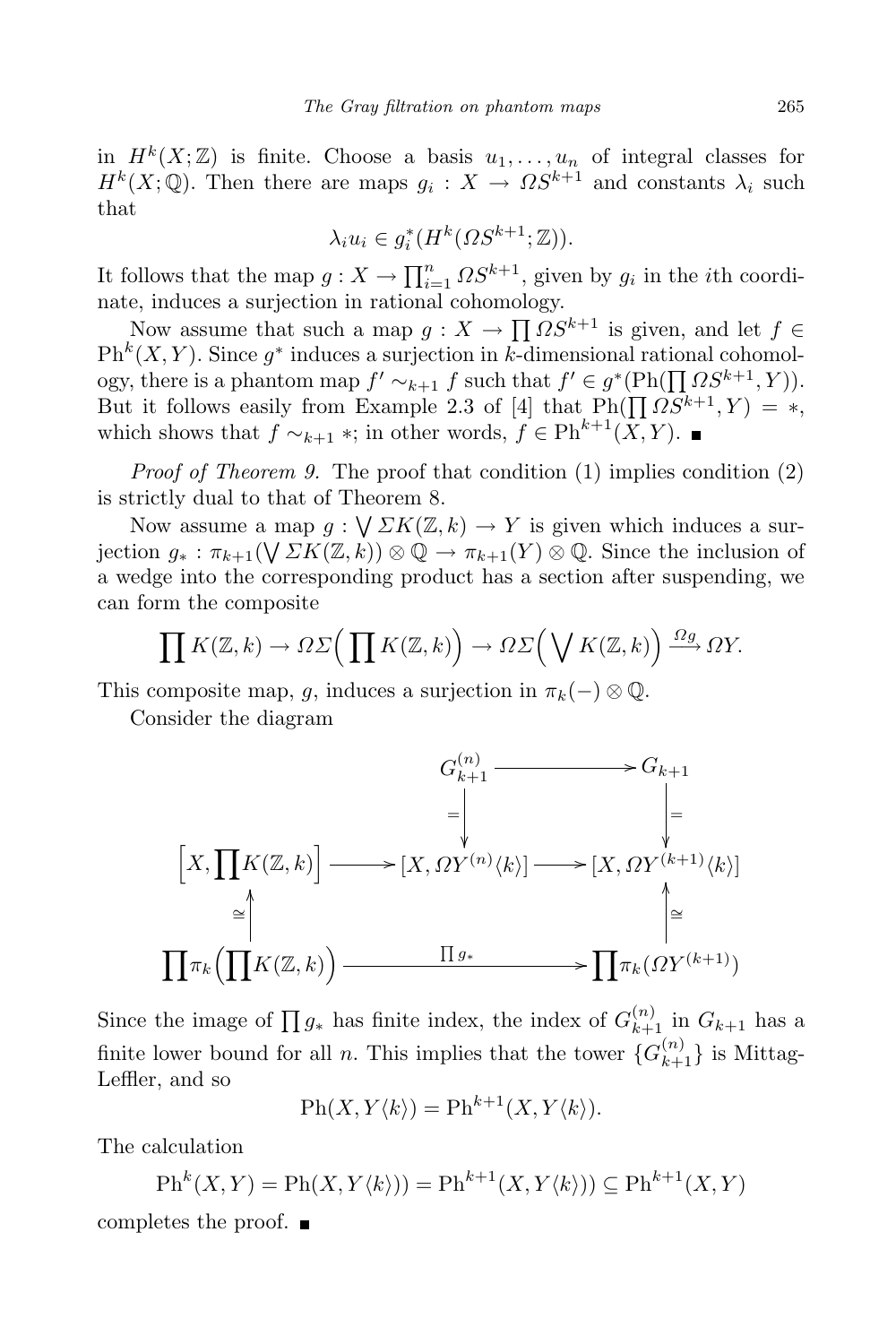in $H^k(X;\mathbb{Z})$ is finite. Choose a basis $u_1, \ldots, u_n$ of integral classes for $H^k(X;\mathbb{Q})$. Then there are maps $g_i : X \to \Omega S^{k+1}$ and constants $\lambda_i$ such that

$$\lambda_i u_i \in g_i^*(H^k(\Omega S^{k+1};\mathbb{Z})).$$

It follows that the map $g : X \to \prod_{i=1}^n \Omega S^{k+1}$, given by $g_i$ in the $i$th coordinate, induces a surjection in rational cohomology.

Now assume that such a map $g : X \to \prod \Omega S^{k+1}$ is given, and let $f \in \mathrm{Ph}^k(X,Y)$. Since $g^*$ induces a surjection in $k$-dimensional rational cohomology, there is a phantom map $f' \sim_{k+1} f$ such that $f' \in g^*(\mathrm{Ph}(\prod \Omega S^{k+1}, Y))$. But it follows easily from Example 2.3 of [4] that $\mathrm{Ph}(\prod \Omega S^{k+1}, Y) = *$, which shows that $f \sim_{k+1} *$; in other words, $f \in \mathrm{Ph}^{k+1}(X,Y)$. ∎

*Proof of Theorem 9.* The proof that condition (1) implies condition (2) is strictly dual to that of Theorem 8.

Now assume a map $g : \bigvee \Sigma K(\mathbb{Z},k) \to Y$ is given which induces a surjection $g_* : \pi_{k+1}(\bigvee \Sigma K(\mathbb{Z},k)) \otimes \mathbb{Q} \to \pi_{k+1}(Y) \otimes \mathbb{Q}$. Since the inclusion of a wedge into the corresponding product has a section after suspending, we can form the composite

$$\prod K(\mathbb{Z},k) \to \Omega\Sigma\Big(\prod K(\mathbb{Z},k)\Big) \to \Omega\Sigma\Big(\bigvee K(\mathbb{Z},k)\Big) \xrightarrow{\Omega g} \Omega Y.$$

This composite map, $g$, induces a surjection in $\pi_k(-) \otimes \mathbb{Q}$.

Consider the diagram

$$\begin{array}{ccccc}
 & & G_{k+1}^{(n)} & \longrightarrow & G_{k+1} \\
 & & \big\downarrow{=} & & \big\downarrow{=} \\
\Big[X, \prod K(\mathbb{Z},k)\Big] & \longrightarrow & [X, \Omega Y^{(n)}\langle k\rangle] & \longrightarrow & [X, \Omega Y^{(k+1)}\langle k\rangle] \\
\big\uparrow{\cong} & & & & \big\uparrow{\cong} \\
\prod \pi_k\Big(\prod K(\mathbb{Z},k)\Big) & & \xrightarrow{\quad \prod g_* \quad} & & \prod \pi_k(\Omega Y^{(k+1)})
\end{array}$$

Since the image of $\prod g_*$ has finite index, the index of $G_{k+1}^{(n)}$ in $G_{k+1}$ has a finite lower bound for all $n$. This implies that the tower $\{G_{k+1}^{(n)}\}$ is Mittag-Leffler, and so

$$\mathrm{Ph}(X, Y\langle k\rangle) = \mathrm{Ph}^{k+1}(X, Y\langle k\rangle).$$

The calculation

$$\mathrm{Ph}^k(X,Y) = \mathrm{Ph}(X, Y\langle k\rangle)) = \mathrm{Ph}^{k+1}(X, Y\langle k\rangle)) \subseteq \mathrm{Ph}^{k+1}(X,Y)$$

completes the proof. ∎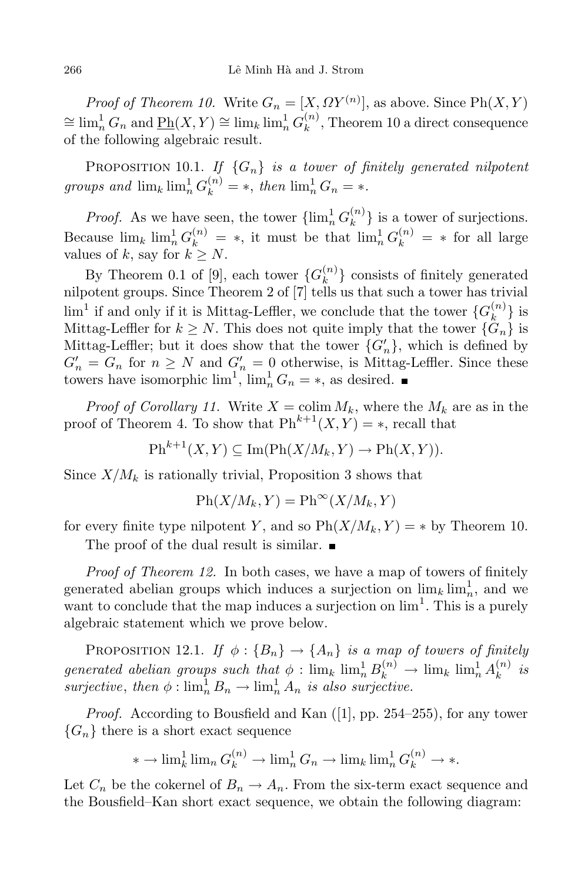*Proof of Theorem 10.* Write $G_n = [X, \Omega Y^{(n)}]$, as above. Since $\mathrm{Ph}(X,Y) \cong \lim^1_n G_n$ and $\underline{\mathrm{Ph}}(X,Y) \cong \lim_k \lim^1_n G^{(n)}_k$, Theorem 10 a direct consequence of the following algebraic result.

PROPOSITION 10.1. *If $\{G_n\}$ is a tower of finitely generated nilpotent groups and $\lim_k \lim^1_n G^{(n)}_k = *$, then $\lim^1_n G_n = *$.*

*Proof.* As we have seen, the tower $\{\lim^1_n G^{(n)}_k\}$ is a tower of surjections. Because $\lim_k \lim^1_n G^{(n)}_k = *$, it must be that $\lim^1_n G^{(n)}_k = *$ for all large values of $k$, say for $k \geq N$.

By Theorem 0.1 of [9], each tower $\{G^{(n)}_k\}$ consists of finitely generated nilpotent groups. Since Theorem 2 of [7] tells us that such a tower has trivial $\lim^1$ if and only if it is Mittag-Leffler, we conclude that the tower $\{G^{(n)}_k\}$ is Mittag-Leffler for $k \geq N$. This does not quite imply that the tower $\{G_n\}$ is Mittag-Leffler; but it does show that the tower $\{G'_n\}$, which is defined by $G'_n = G_n$ for $n \geq N$ and $G'_n = 0$ otherwise, is Mittag-Leffler. Since these towers have isomorphic $\lim^1$, $\lim^1_n G_n = *$, as desired. ∎

*Proof of Corollary 11.* Write $X = \operatorname{colim} M_k$, where the $M_k$ are as in the proof of Theorem 4. To show that $\mathrm{Ph}^{k+1}(X,Y) = *$, recall that

$$\mathrm{Ph}^{k+1}(X,Y) \subseteq \mathrm{Im}(\mathrm{Ph}(X/M_k, Y) \to \mathrm{Ph}(X,Y)).$$

Since $X/M_k$ is rationally trivial, Proposition 3 shows that

$$\mathrm{Ph}(X/M_k, Y) = \mathrm{Ph}^{\infty}(X/M_k, Y)$$

for every finite type nilpotent $Y$, and so $\mathrm{Ph}(X/M_k, Y) = *$ by Theorem 10.

The proof of the dual result is similar. ∎

*Proof of Theorem 12.* In both cases, we have a map of towers of finitely generated abelian groups which induces a surjection on $\lim_k \lim^1_n$, and we want to conclude that the map induces a surjection on $\lim^1$. This is a purely algebraic statement which we prove below.

PROPOSITION 12.1. *If $\phi : \{B_n\} \to \{A_n\}$ is a map of towers of finitely generated abelian groups such that $\phi : \lim_k \lim^1_n B^{(n)}_k \to \lim_k \lim^1_n A^{(n)}_k$ is surjective, then $\phi : \lim^1_n B_n \to \lim^1_n A_n$ is also surjective.*

*Proof.* According to Bousfield and Kan ([1], pp. 254–255), for any tower $\{G_n\}$ there is a short exact sequence

$$* \to \lim^1_k \lim_n G^{(n)}_k \to \lim^1_n G_n \to \lim_k \lim^1_n G^{(n)}_k \to *.$$

Let $C_n$ be the cokernel of $B_n \to A_n$. From the six-term exact sequence and the Bousfield–Kan short exact sequence, we obtain the following diagram: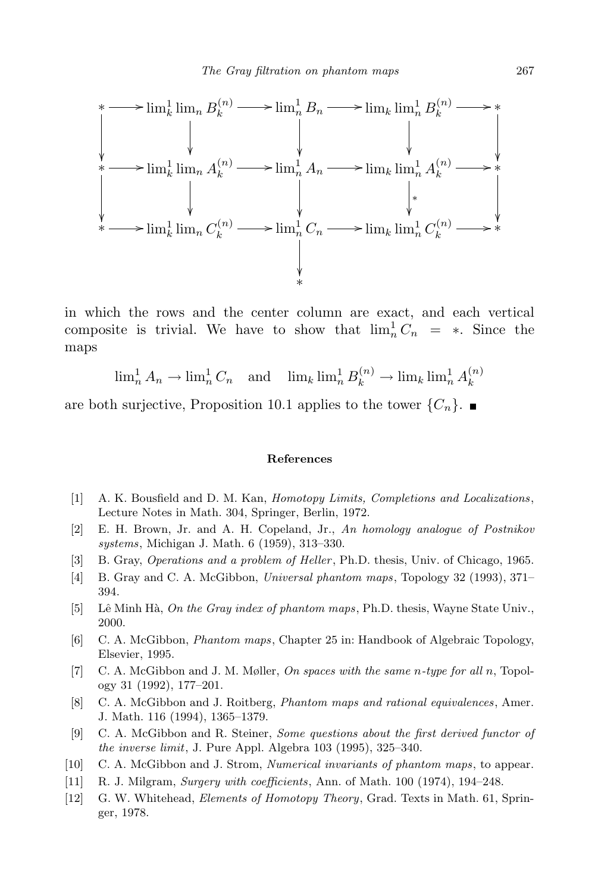$$
\begin{array}{ccccccccc}
* & \longrightarrow & \lim^1_k \lim_n B_k^{(n)} & \longrightarrow & \lim^1_n B_n & \longrightarrow & \lim_k \lim^1_n B_k^{(n)} & \longrightarrow & * \\
\downarrow & & \downarrow & & \downarrow & & \downarrow & & \downarrow \\
* & \longrightarrow & \lim^1_k \lim_n A_k^{(n)} & \longrightarrow & \lim^1_n A_n & \longrightarrow & \lim_k \lim^1_n A_k^{(n)} & \longrightarrow & * \\
\downarrow & & \downarrow & & \downarrow & & \downarrow{\scriptstyle *} & & \downarrow \\
* & \longrightarrow & \lim^1_k \lim_n C_k^{(n)} & \longrightarrow & \lim^1_n C_n & \longrightarrow & \lim_k \lim^1_n C_k^{(n)} & \longrightarrow & * \\
 & & & & \downarrow & & & & \\
 & & & & * & & & &
\end{array}
$$

in which the rows and the center column are exact, and each vertical composite is trivial. We have to show that $\lim^1_n C_n = *$. Since the maps

$$\lim^1_n A_n \to \lim^1_n C_n \quad \text{and} \quad \lim_k \lim^1_n B_k^{(n)} \to \lim_k \lim^1_n A_k^{(n)}$$

are both surjective, Proposition 10.1 applies to the tower $\{C_n\}$. ■

## References

[1] A. K. Bousfield and D. M. Kan, *Homotopy Limits, Completions and Localizations*, Lecture Notes in Math. 304, Springer, Berlin, 1972.

[2] E. H. Brown, Jr. and A. H. Copeland, Jr., *An homology analogue of Postnikov systems*, Michigan J. Math. 6 (1959), 313–330.

[3] B. Gray, *Operations and a problem of Heller*, Ph.D. thesis, Univ. of Chicago, 1965.

[4] B. Gray and C. A. McGibbon, *Universal phantom maps*, Topology 32 (1993), 371–394.

[5] Lê Minh Hà, *On the Gray index of phantom maps*, Ph.D. thesis, Wayne State Univ., 2000.

[6] C. A. McGibbon, *Phantom maps*, Chapter 25 in: Handbook of Algebraic Topology, Elsevier, 1995.

[7] C. A. McGibbon and J. M. Møller, *On spaces with the same n-type for all n*, Topology 31 (1992), 177–201.

[8] C. A. McGibbon and J. Roitberg, *Phantom maps and rational equivalences*, Amer. J. Math. 116 (1994), 1365–1379.

[9] C. A. McGibbon and R. Steiner, *Some questions about the first derived functor of the inverse limit*, J. Pure Appl. Algebra 103 (1995), 325–340.

[10] C. A. McGibbon and J. Strom, *Numerical invariants of phantom maps*, to appear.

[11] R. J. Milgram, *Surgery with coefficients*, Ann. of Math. 100 (1974), 194–248.

[12] G. W. Whitehead, *Elements of Homotopy Theory*, Grad. Texts in Math. 61, Springer, 1978.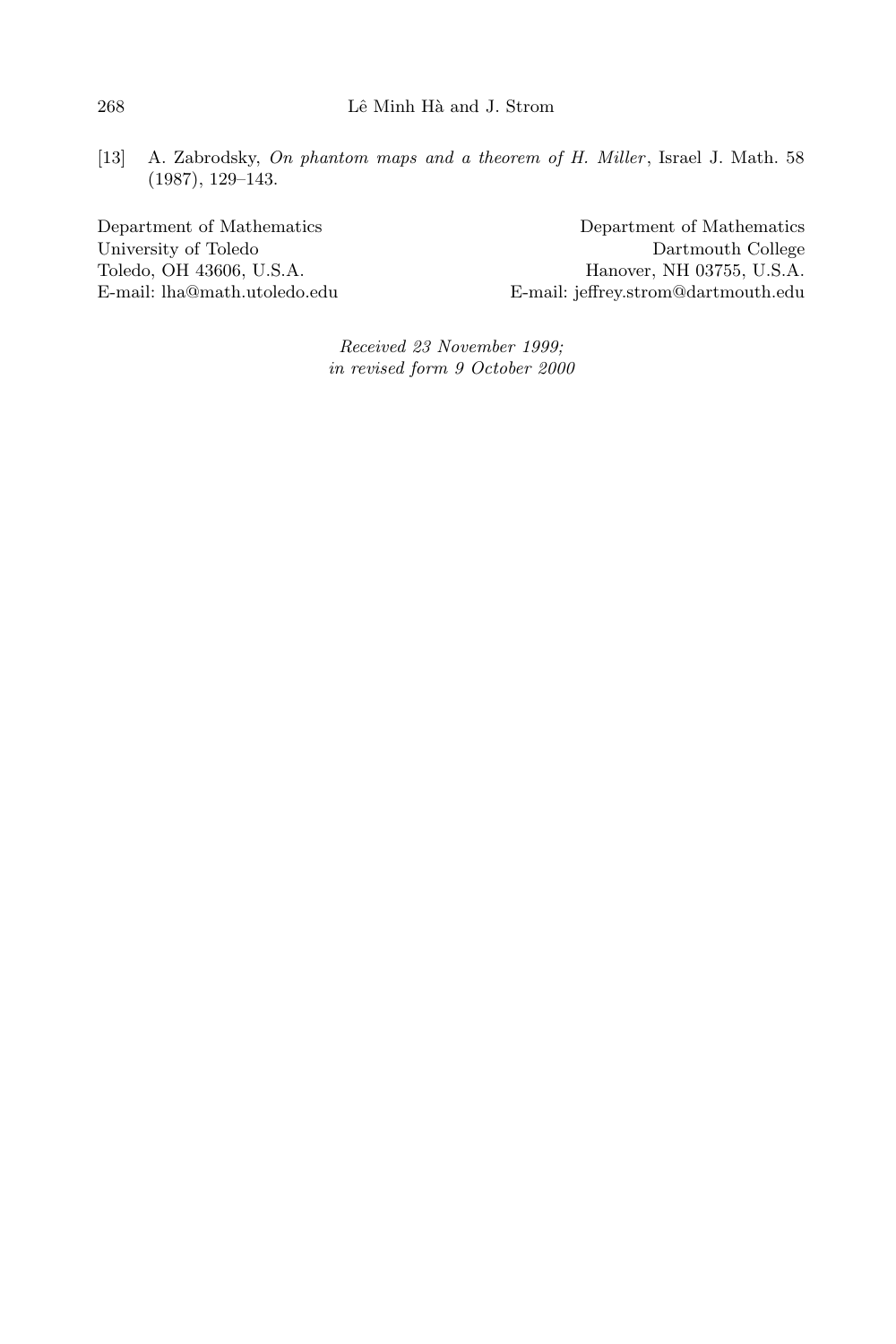[13] A. Zabrodsky, *On phantom maps and a theorem of H. Miller*, Israel J. Math. 58 (1987), 129–143.

Department of Mathematics
University of Toledo
Toledo, OH 43606, U.S.A.
E-mail: lha@math.utoledo.edu

Department of Mathematics
Dartmouth College
Hanover, NH 03755, U.S.A.
E-mail: jeffrey.strom@dartmouth.edu

*Received 23 November 1999;*
*in revised form 9 October 2000*